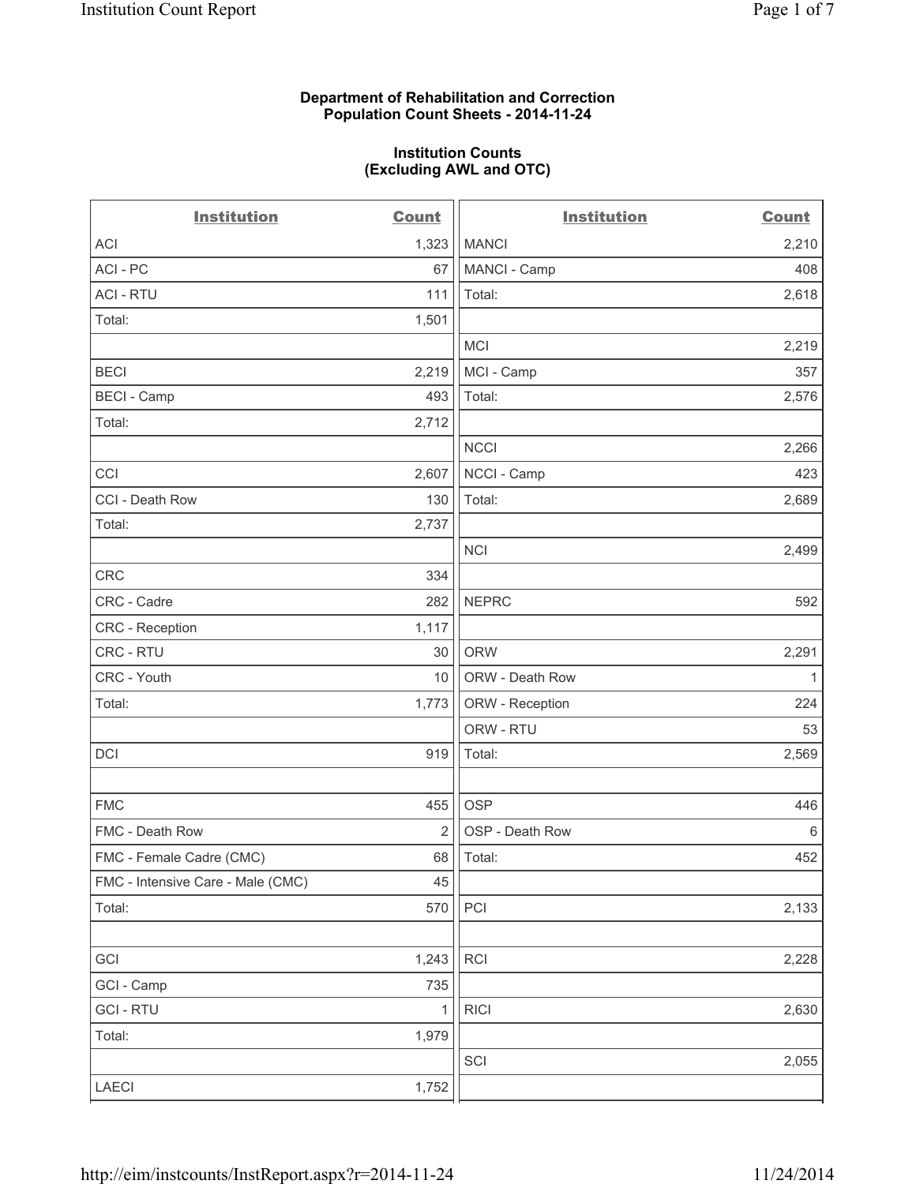**Department of Rehabilitation and Correction**
**Population Count Sheets - 2014-11-24**

**Institution Counts**
**(Excluding AWL and OTC)**

| Institution | Count |
|---|---|
| ACI | 1,323 |
| ACI - PC | 67 |
| ACI - RTU | 111 |
| Total: | 1,501 |
| | |
| BECI | 2,219 |
| BECI - Camp | 493 |
| Total: | 2,712 |
| | |
| CCI | 2,607 |
| CCI - Death Row | 130 |
| Total: | 2,737 |
| | |
| CRC | 334 |
| CRC - Cadre | 282 |
| CRC - Reception | 1,117 |
| CRC - RTU | 30 |
| CRC - Youth | 10 |
| Total: | 1,773 |
| | |
| DCI | 919 |
| | |
| FMC | 455 |
| FMC - Death Row | 2 |
| FMC - Female Cadre (CMC) | 68 |
| FMC - Intensive Care - Male (CMC) | 45 |
| Total: | 570 |
| | |
| GCI | 1,243 |
| GCI - Camp | 735 |
| GCI - RTU | 1 |
| Total: | 1,979 |
| | |
| LAECI | 1,752 |

| Institution | Count |
|---|---|
| MANCI | 2,210 |
| MANCI - Camp | 408 |
| Total: | 2,618 |
| | |
| MCI | 2,219 |
| MCI - Camp | 357 |
| Total: | 2,576 |
| | |
| NCCI | 2,266 |
| NCCI - Camp | 423 |
| Total: | 2,689 |
| | |
| NCI | 2,499 |
| | |
| NEPRC | 592 |
| | |
| ORW | 2,291 |
| ORW - Death Row | 1 |
| ORW - Reception | 224 |
| ORW - RTU | 53 |
| Total: | 2,569 |
| | |
| OSP | 446 |
| OSP - Death Row | 6 |
| Total: | 452 |
| | |
| PCI | 2,133 |
| | |
| RCI | 2,228 |
| | |
| RICI | 2,630 |
| | |
| SCI | 2,055 |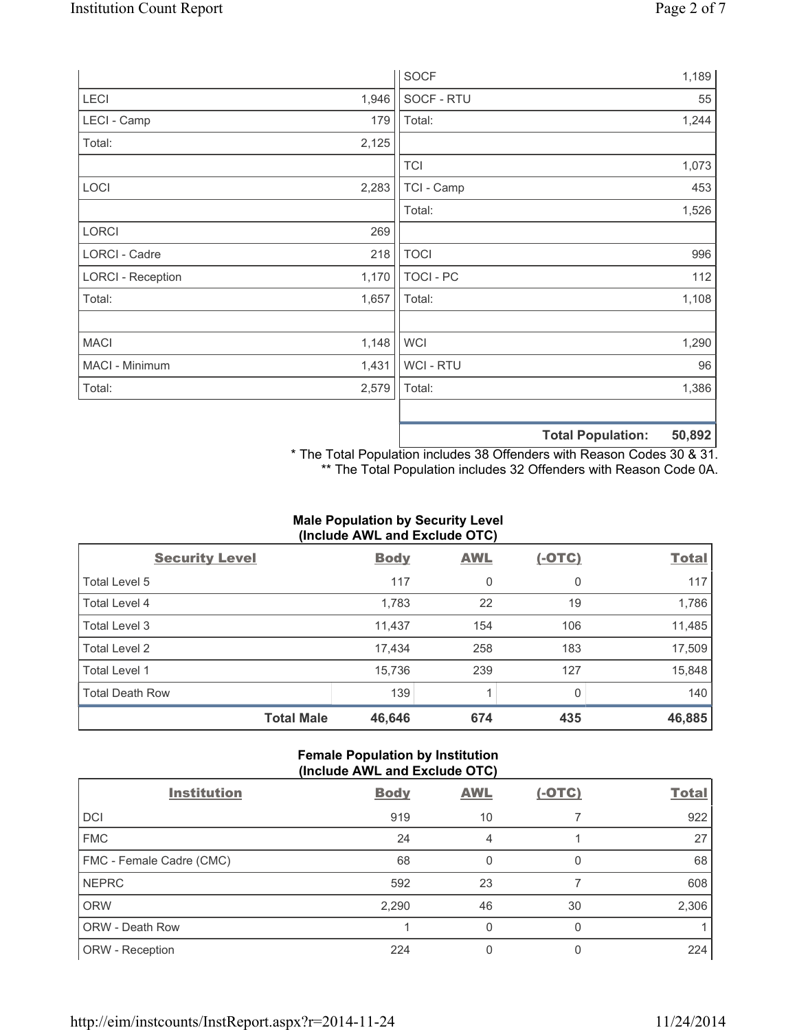| | | | |
|---|---|---|---|
| | | SOCF | 1,189 |
| LECI | 1,946 | SOCF - RTU | 55 |
| LECI - Camp | 179 | Total: | 1,244 |
| Total: | 2,125 | | |
| | | TCI | 1,073 |
| LOCI | 2,283 | TCI - Camp | 453 |
| | | Total: | 1,526 |
| LORCI | 269 | | |
| LORCI - Cadre | 218 | TOCI | 996 |
| LORCI - Reception | 1,170 | TOCI - PC | 112 |
| Total: | 1,657 | Total: | 1,108 |
| | | | |
| MACI | 1,148 | WCI | 1,290 |
| MACI - Minimum | 1,431 | WCI - RTU | 96 |
| Total: | 2,579 | Total: | 1,386 |
| | | | |
| | | **Total Population:** | **50,892** |

\* The Total Population includes 38 Offenders with Reason Codes 30 & 31.
\*\* The Total Population includes 32 Offenders with Reason Code 0A.

### Male Population by Security Level (Include AWL and Exclude OTC)

| Security Level | Body | AWL | (-OTC) | Total |
|---|---|---|---|---|
| Total Level 5 | 117 | 0 | 0 | 117 |
| Total Level 4 | 1,783 | 22 | 19 | 1,786 |
| Total Level 3 | 11,437 | 154 | 106 | 11,485 |
| Total Level 2 | 17,434 | 258 | 183 | 17,509 |
| Total Level 1 | 15,736 | 239 | 127 | 15,848 |
| Total Death Row | 139 | 1 | 0 | 140 |
| **Total Male** | **46,646** | **674** | **435** | **46,885** |

### Female Population by Institution (Include AWL and Exclude OTC)

| Institution | Body | AWL | (-OTC) | Total |
|---|---|---|---|---|
| DCI | 919 | 10 | 7 | 922 |
| FMC | 24 | 4 | 1 | 27 |
| FMC - Female Cadre (CMC) | 68 | 0 | 0 | 68 |
| NEPRC | 592 | 23 | 7 | 608 |
| ORW | 2,290 | 46 | 30 | 2,306 |
| ORW - Death Row | 1 | 0 | 0 | 1 |
| ORW - Reception | 224 | 0 | 0 | 224 |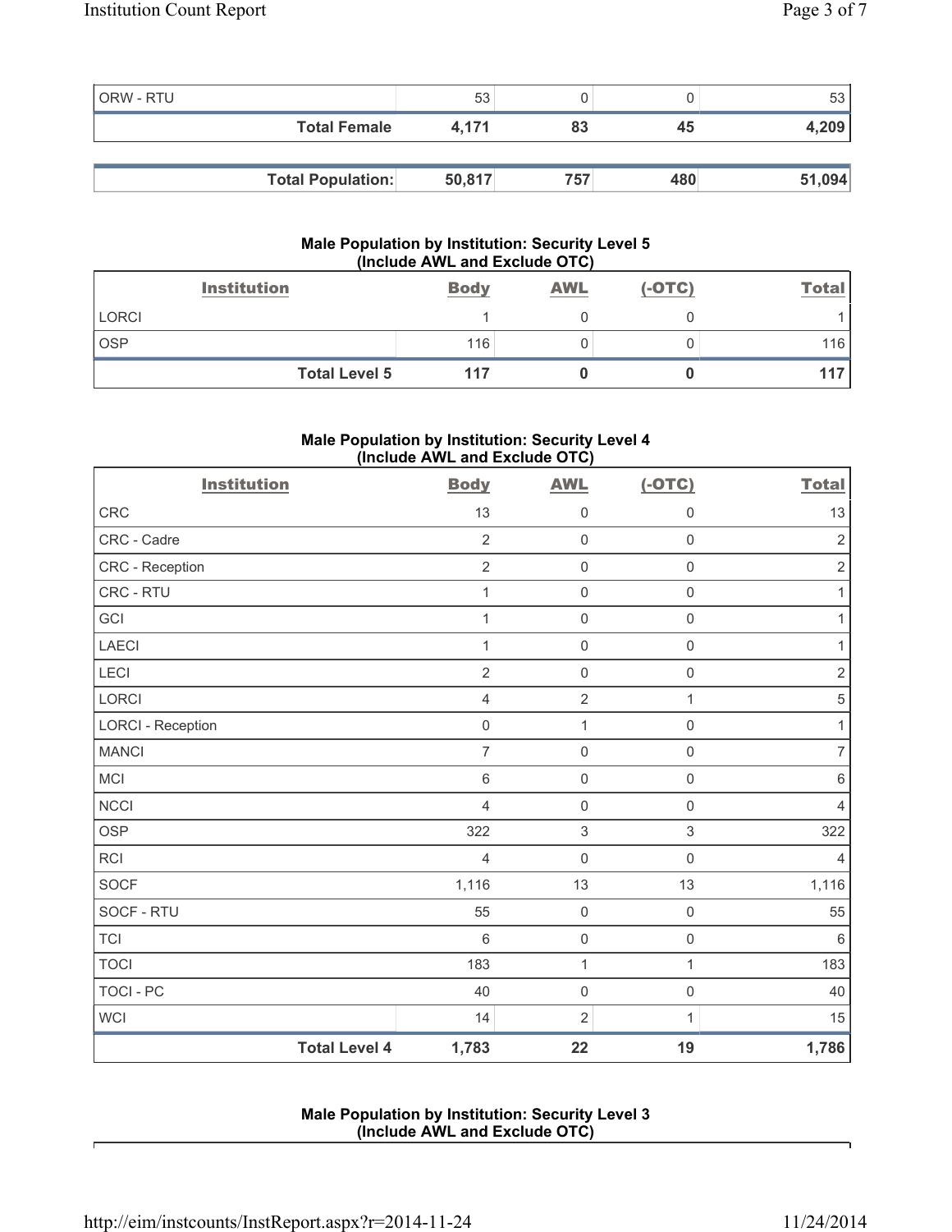| | | | | |
|---|---|---|---|---|
| ORW - RTU | 53 | 0 | 0 | 53 |
| **Total Female** | **4,171** | **83** | **45** | **4,209** |

| | | | | |
|---|---|---|---|---|
| **Total Population:** | **50,817** | **757** | **480** | **51,094** |

### Male Population by Institution: Security Level 5 (Include AWL and Exclude OTC)

| Institution | Body | AWL | (-OTC) | Total |
|---|---|---|---|---|
| LORCI | 1 | 0 | 0 | 1 |
| OSP | 116 | 0 | 0 | 116 |
| **Total Level 5** | **117** | **0** | **0** | **117** |

### Male Population by Institution: Security Level 4 (Include AWL and Exclude OTC)

| Institution | Body | AWL | (-OTC) | Total |
|---|---|---|---|---|
| CRC | 13 | 0 | 0 | 13 |
| CRC - Cadre | 2 | 0 | 0 | 2 |
| CRC - Reception | 2 | 0 | 0 | 2 |
| CRC - RTU | 1 | 0 | 0 | 1 |
| GCI | 1 | 0 | 0 | 1 |
| LAECI | 1 | 0 | 0 | 1 |
| LECI | 2 | 0 | 0 | 2 |
| LORCI | 4 | 2 | 1 | 5 |
| LORCI - Reception | 0 | 1 | 0 | 1 |
| MANCI | 7 | 0 | 0 | 7 |
| MCI | 6 | 0 | 0 | 6 |
| NCCI | 4 | 0 | 0 | 4 |
| OSP | 322 | 3 | 3 | 322 |
| RCI | 4 | 0 | 0 | 4 |
| SOCF | 1,116 | 13 | 13 | 1,116 |
| SOCF - RTU | 55 | 0 | 0 | 55 |
| TCI | 6 | 0 | 0 | 6 |
| TOCI | 183 | 1 | 1 | 183 |
| TOCI - PC | 40 | 0 | 0 | 40 |
| WCI | 14 | 2 | 1 | 15 |
| **Total Level 4** | **1,783** | **22** | **19** | **1,786** |

### Male Population by Institution: Security Level 3 (Include AWL and Exclude OTC)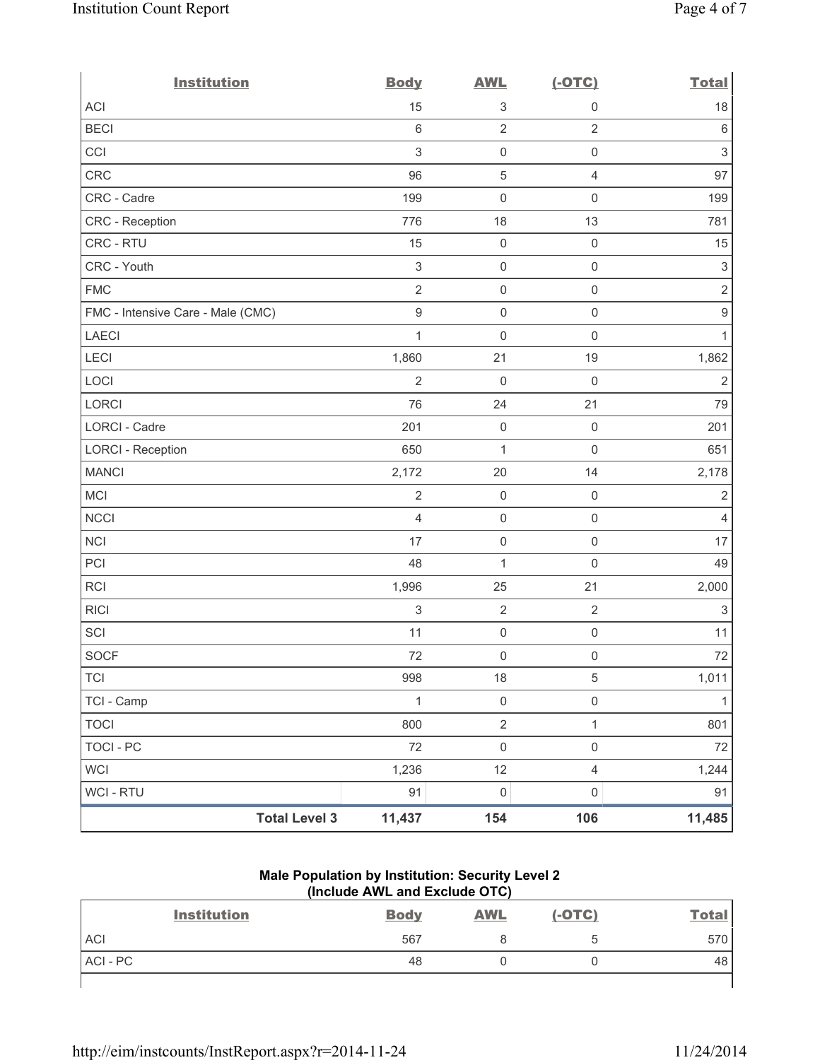| Institution | Body | AWL | (-OTC) | Total |
|---|---|---|---|---|
| ACI | 15 | 3 | 0 | 18 |
| BECI | 6 | 2 | 2 | 6 |
| CCI | 3 | 0 | 0 | 3 |
| CRC | 96 | 5 | 4 | 97 |
| CRC - Cadre | 199 | 0 | 0 | 199 |
| CRC - Reception | 776 | 18 | 13 | 781 |
| CRC - RTU | 15 | 0 | 0 | 15 |
| CRC - Youth | 3 | 0 | 0 | 3 |
| FMC | 2 | 0 | 0 | 2 |
| FMC - Intensive Care - Male (CMC) | 9 | 0 | 0 | 9 |
| LAECI | 1 | 0 | 0 | 1 |
| LECI | 1,860 | 21 | 19 | 1,862 |
| LOCI | 2 | 0 | 0 | 2 |
| LORCI | 76 | 24 | 21 | 79 |
| LORCI - Cadre | 201 | 0 | 0 | 201 |
| LORCI - Reception | 650 | 1 | 0 | 651 |
| MANCI | 2,172 | 20 | 14 | 2,178 |
| MCI | 2 | 0 | 0 | 2 |
| NCCI | 4 | 0 | 0 | 4 |
| NCI | 17 | 0 | 0 | 17 |
| PCI | 48 | 1 | 0 | 49 |
| RCI | 1,996 | 25 | 21 | 2,000 |
| RICI | 3 | 2 | 2 | 3 |
| SCI | 11 | 0 | 0 | 11 |
| SOCF | 72 | 0 | 0 | 72 |
| TCI | 998 | 18 | 5 | 1,011 |
| TCI - Camp | 1 | 0 | 0 | 1 |
| TOCI | 800 | 2 | 1 | 801 |
| TOCI - PC | 72 | 0 | 0 | 72 |
| WCI | 1,236 | 12 | 4 | 1,244 |
| WCI - RTU | 91 | 0 | 0 | 91 |
| **Total Level 3** | **11,437** | **154** | **106** | **11,485** |

**Male Population by Institution: Security Level 2**
**(Include AWL and Exclude OTC)**

| Institution | Body | AWL | (-OTC) | Total |
|---|---|---|---|---|
| ACI | 567 | 8 | 5 | 570 |
| ACI - PC | 48 | 0 | 0 | 48 |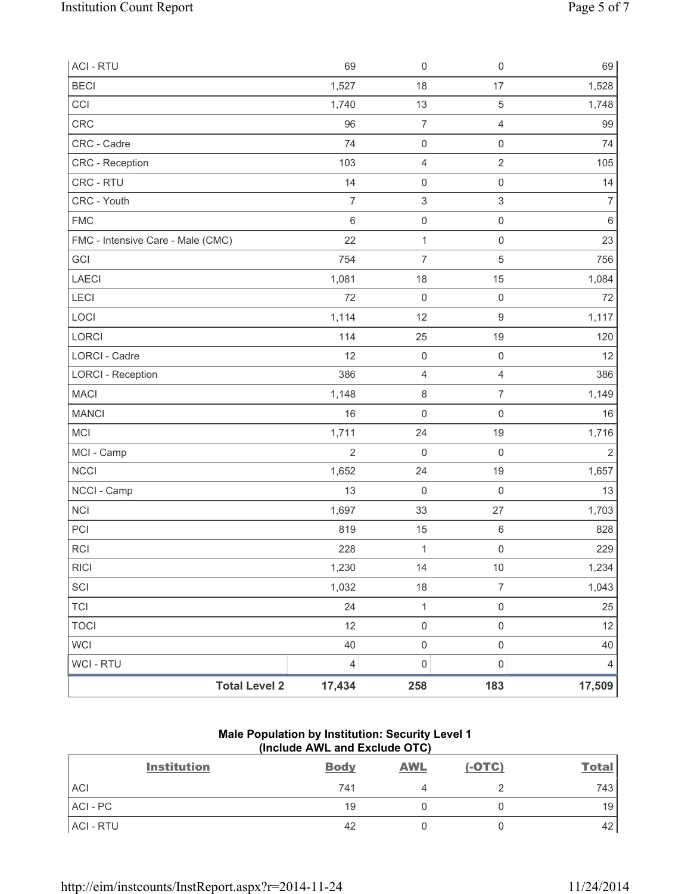| | Body | AWL | (-OTC) | Total |
|---|---|---|---|---|
| ACI - RTU | 69 | 0 | 0 | 69 |
| BECI | 1,527 | 18 | 17 | 1,528 |
| CCI | 1,740 | 13 | 5 | 1,748 |
| CRC | 96 | 7 | 4 | 99 |
| CRC - Cadre | 74 | 0 | 0 | 74 |
| CRC - Reception | 103 | 4 | 2 | 105 |
| CRC - RTU | 14 | 0 | 0 | 14 |
| CRC - Youth | 7 | 3 | 3 | 7 |
| FMC | 6 | 0 | 0 | 6 |
| FMC - Intensive Care - Male (CMC) | 22 | 1 | 0 | 23 |
| GCI | 754 | 7 | 5 | 756 |
| LAECI | 1,081 | 18 | 15 | 1,084 |
| LECI | 72 | 0 | 0 | 72 |
| LOCI | 1,114 | 12 | 9 | 1,117 |
| LORCI | 114 | 25 | 19 | 120 |
| LORCI - Cadre | 12 | 0 | 0 | 12 |
| LORCI - Reception | 386 | 4 | 4 | 386 |
| MACI | 1,148 | 8 | 7 | 1,149 |
| MANCI | 16 | 0 | 0 | 16 |
| MCI | 1,711 | 24 | 19 | 1,716 |
| MCI - Camp | 2 | 0 | 0 | 2 |
| NCCI | 1,652 | 24 | 19 | 1,657 |
| NCCI - Camp | 13 | 0 | 0 | 13 |
| NCI | 1,697 | 33 | 27 | 1,703 |
| PCI | 819 | 15 | 6 | 828 |
| RCI | 228 | 1 | 0 | 229 |
| RICI | 1,230 | 14 | 10 | 1,234 |
| SCI | 1,032 | 18 | 7 | 1,043 |
| TCI | 24 | 1 | 0 | 25 |
| TOCI | 12 | 0 | 0 | 12 |
| WCI | 40 | 0 | 0 | 40 |
| WCI - RTU | 4 | 0 | 0 | 4 |
| **Total Level 2** | **17,434** | **258** | **183** | **17,509** |

**Male Population by Institution: Security Level 1**
**(Include AWL and Exclude OTC)**

| Institution | Body | AWL | (-OTC) | Total |
|---|---|---|---|---|
| ACI | 741 | 4 | 2 | 743 |
| ACI - PC | 19 | 0 | 0 | 19 |
| ACI - RTU | 42 | 0 | 0 | 42 |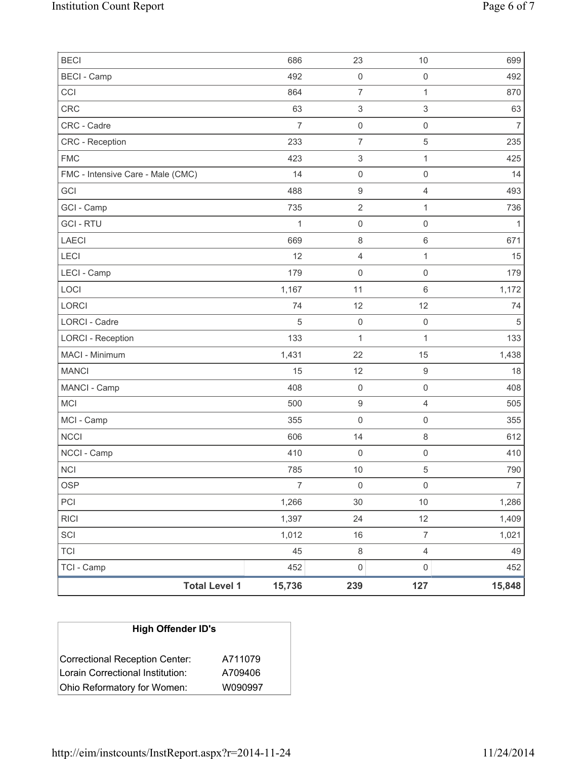| | | | | |
|---|---|---|---|---|
| BECI | 686 | 23 | 10 | 699 |
| BECI - Camp | 492 | 0 | 0 | 492 |
| CCI | 864 | 7 | 1 | 870 |
| CRC | 63 | 3 | 3 | 63 |
| CRC - Cadre | 7 | 0 | 0 | 7 |
| CRC - Reception | 233 | 7 | 5 | 235 |
| FMC | 423 | 3 | 1 | 425 |
| FMC - Intensive Care - Male (CMC) | 14 | 0 | 0 | 14 |
| GCI | 488 | 9 | 4 | 493 |
| GCI - Camp | 735 | 2 | 1 | 736 |
| GCI - RTU | 1 | 0 | 0 | 1 |
| LAECI | 669 | 8 | 6 | 671 |
| LECI | 12 | 4 | 1 | 15 |
| LECI - Camp | 179 | 0 | 0 | 179 |
| LOCI | 1,167 | 11 | 6 | 1,172 |
| LORCI | 74 | 12 | 12 | 74 |
| LORCI - Cadre | 5 | 0 | 0 | 5 |
| LORCI - Reception | 133 | 1 | 1 | 133 |
| MACI - Minimum | 1,431 | 22 | 15 | 1,438 |
| MANCI | 15 | 12 | 9 | 18 |
| MANCI - Camp | 408 | 0 | 0 | 408 |
| MCI | 500 | 9 | 4 | 505 |
| MCI - Camp | 355 | 0 | 0 | 355 |
| NCCI | 606 | 14 | 8 | 612 |
| NCCI - Camp | 410 | 0 | 0 | 410 |
| NCI | 785 | 10 | 5 | 790 |
| OSP | 7 | 0 | 0 | 7 |
| PCI | 1,266 | 30 | 10 | 1,286 |
| RICI | 1,397 | 24 | 12 | 1,409 |
| SCI | 1,012 | 16 | 7 | 1,021 |
| TCI | 45 | 8 | 4 | 49 |
| TCI - Camp | 452 | 0 | 0 | 452 |
| **Total Level 1** | **15,736** | **239** | **127** | **15,848** |

| **High Offender ID's** | |
|---|---|
| Correctional Reception Center: | A711079 |
| Lorain Correctional Institution: | A709406 |
| Ohio Reformatory for Women: | W090997 |